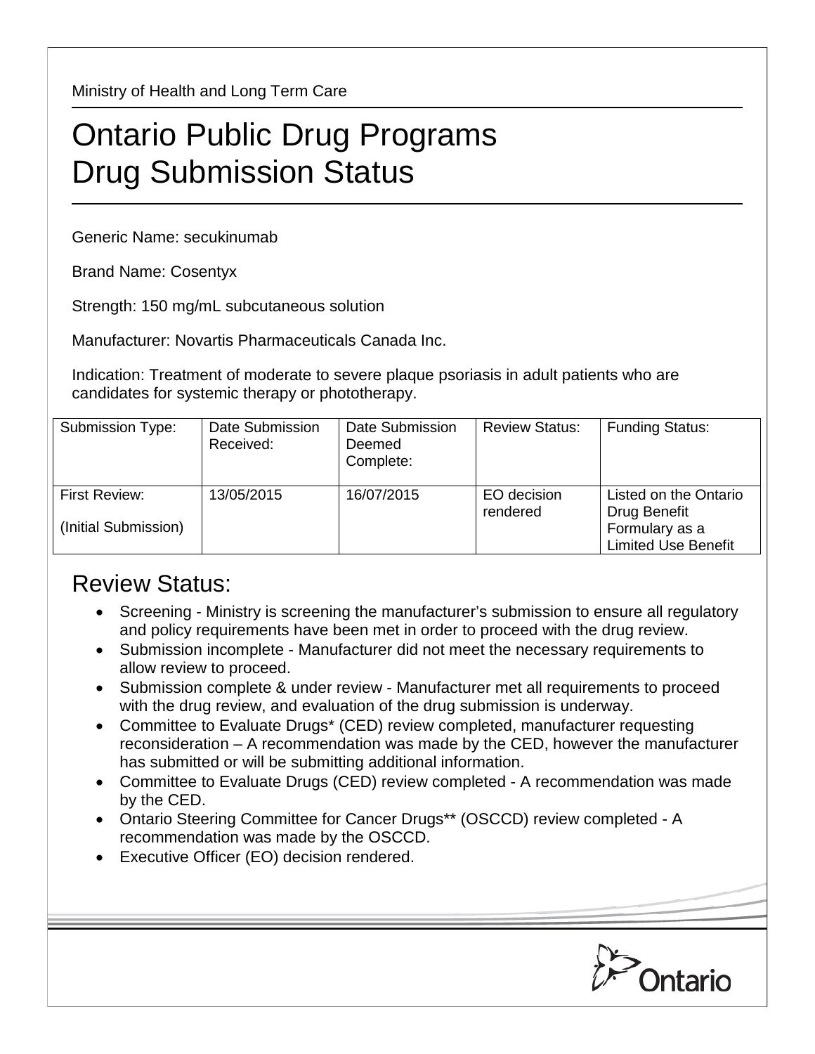Ministry of Health and Long Term Care

# Ontario Public Drug Programs
# Drug Submission Status

Generic Name: secukinumab

Brand Name: Cosentyx

Strength: 150 mg/mL subcutaneous solution

Manufacturer: Novartis Pharmaceuticals Canada Inc.

Indication: Treatment of moderate to severe plaque psoriasis in adult patients who are candidates for systemic therapy or phototherapy.

| Submission Type: | Date Submission Received: | Date Submission Deemed Complete: | Review Status: | Funding Status: |
|---|---|---|---|---|
| First Review: (Initial Submission) | 13/05/2015 | 16/07/2015 | EO decision rendered | Listed on the Ontario Drug Benefit Formulary as a Limited Use Benefit |

## Review Status:

- Screening - Ministry is screening the manufacturer's submission to ensure all regulatory and policy requirements have been met in order to proceed with the drug review.
- Submission incomplete - Manufacturer did not meet the necessary requirements to allow review to proceed.
- Submission complete & under review - Manufacturer met all requirements to proceed with the drug review, and evaluation of the drug submission is underway.
- Committee to Evaluate Drugs* (CED) review completed, manufacturer requesting reconsideration – A recommendation was made by the CED, however the manufacturer has submitted or will be submitting additional information.
- Committee to Evaluate Drugs (CED) review completed - A recommendation was made by the CED.
- Ontario Steering Committee for Cancer Drugs** (OSCCD) review completed - A recommendation was made by the OSCCD.
- Executive Officer (EO) decision rendered.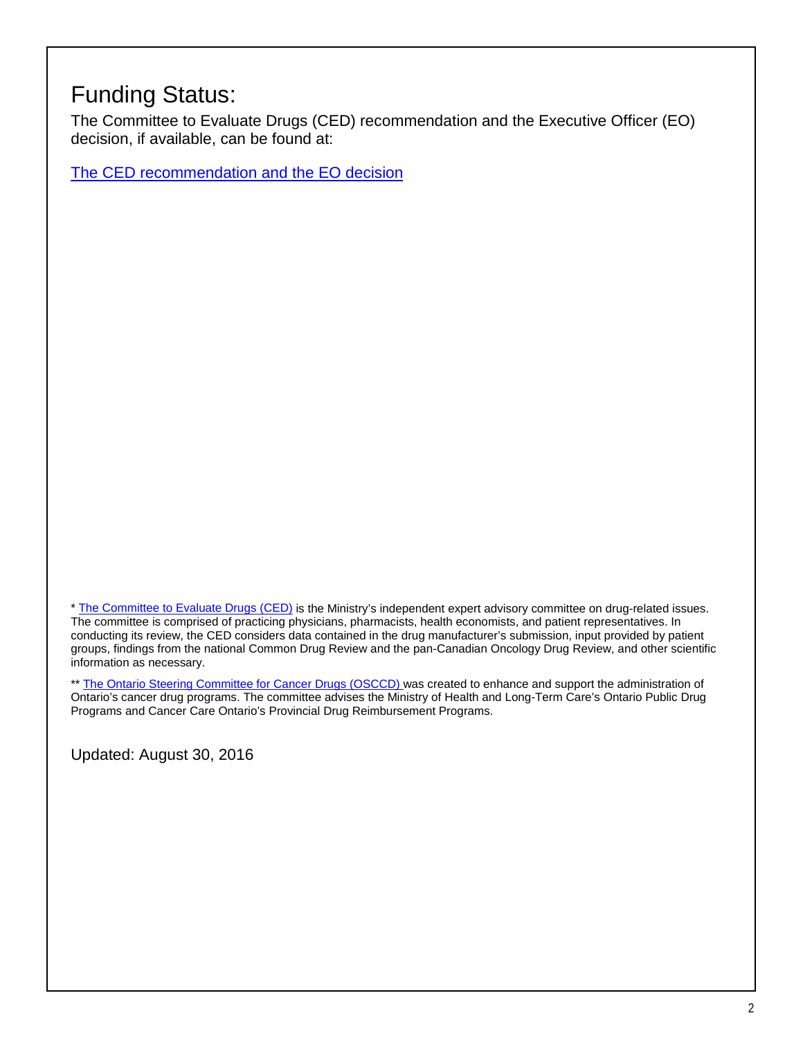# Funding Status:

The Committee to Evaluate Drugs (CED) recommendation and the Executive Officer (EO) decision, if available, can be found at:

The CED recommendation and the EO decision

* The Committee to Evaluate Drugs (CED) is the Ministry's independent expert advisory committee on drug-related issues. The committee is comprised of practicing physicians, pharmacists, health economists, and patient representatives. In conducting its review, the CED considers data contained in the drug manufacturer's submission, input provided by patient groups, findings from the national Common Drug Review and the pan-Canadian Oncology Drug Review, and other scientific information as necessary.

** The Ontario Steering Committee for Cancer Drugs (OSCCD) was created to enhance and support the administration of Ontario's cancer drug programs. The committee advises the Ministry of Health and Long-Term Care's Ontario Public Drug Programs and Cancer Care Ontario's Provincial Drug Reimbursement Programs.

Updated: August 30, 2016